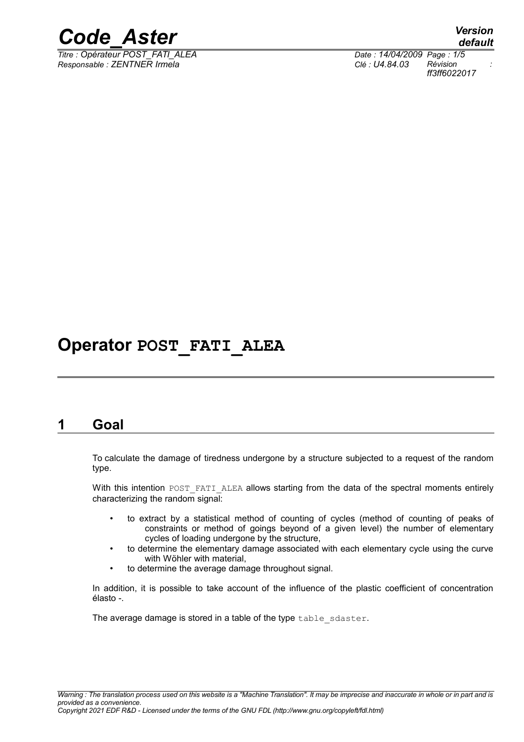# Operator POST_FATI_ALEA

## 1 Goal

To calculate the damage of tiredness undergone by a structure subjected to a request of the random type.

With this intention POST_FATI_ALEA allows starting from the data of the spectral moments entirely characterizing the random signal:

- to extract by a statistical method of counting of cycles (method of counting of peaks of constraints or method of goings beyond of a given level) the number of elementary cycles of loading undergone by the structure,
- to determine the elementary damage associated with each elementary cycle using the curve with Wöhler with material,
- to determine the average damage throughout signal.

In addition, it is possible to take account of the influence of the plastic coefficient of concentration élasto -.

The average damage is stored in a table of the type table_sdaster.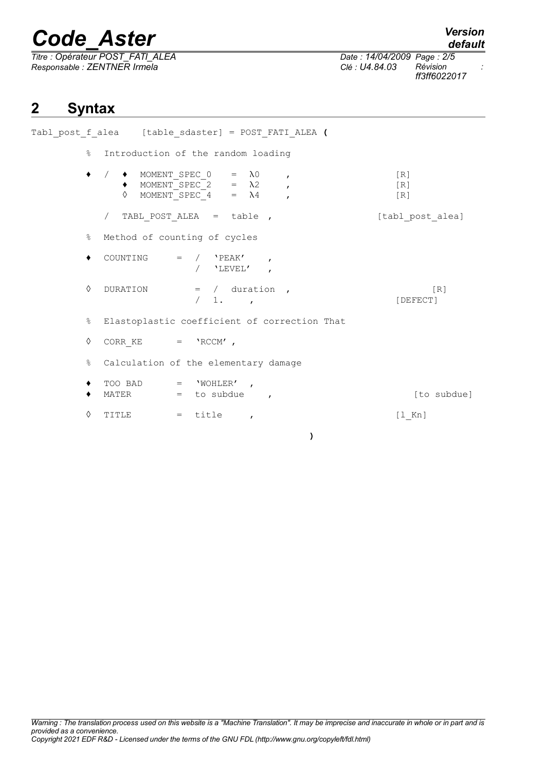## 2 Syntax

```
Tabl_post_f_alea    [table_sdaster] = POST_FATI_ALEA (

        %   Introduction of the random loading

        ♦   /  ♦  MOMENT_SPEC_0    =  λ0    ,                    [R]
               ♦  MOMENT_SPEC_2    =  λ2    ,                    [R]
               ◊  MOMENT_SPEC_4    =  λ4    ,                    [R]

            /  TABL_POST_ALEA  =  table ,                        [tabl_post_alea]

        %   Method of counting of cycles

        ♦   COUNTING      =  /  'PEAK'    ,
                             /  'LEVEL'   ,

        ◊   DURATION         =  /  duration ,                         [R]
                                /  1.    ,                        [DEFECT]

        %   Elastoplastic coefficient of correction That

        ◊   CORR_KE       =  'RCCM' ,

        %   Calculation of the elementary damage

        ♦   TOO BAD       =  'WOHLER'  ,
        ♦   MATER         =  to subdue    ,                          [to subdue]

        ◊   TITLE         =  title    ,                          [l_Kn]

                                                  )
```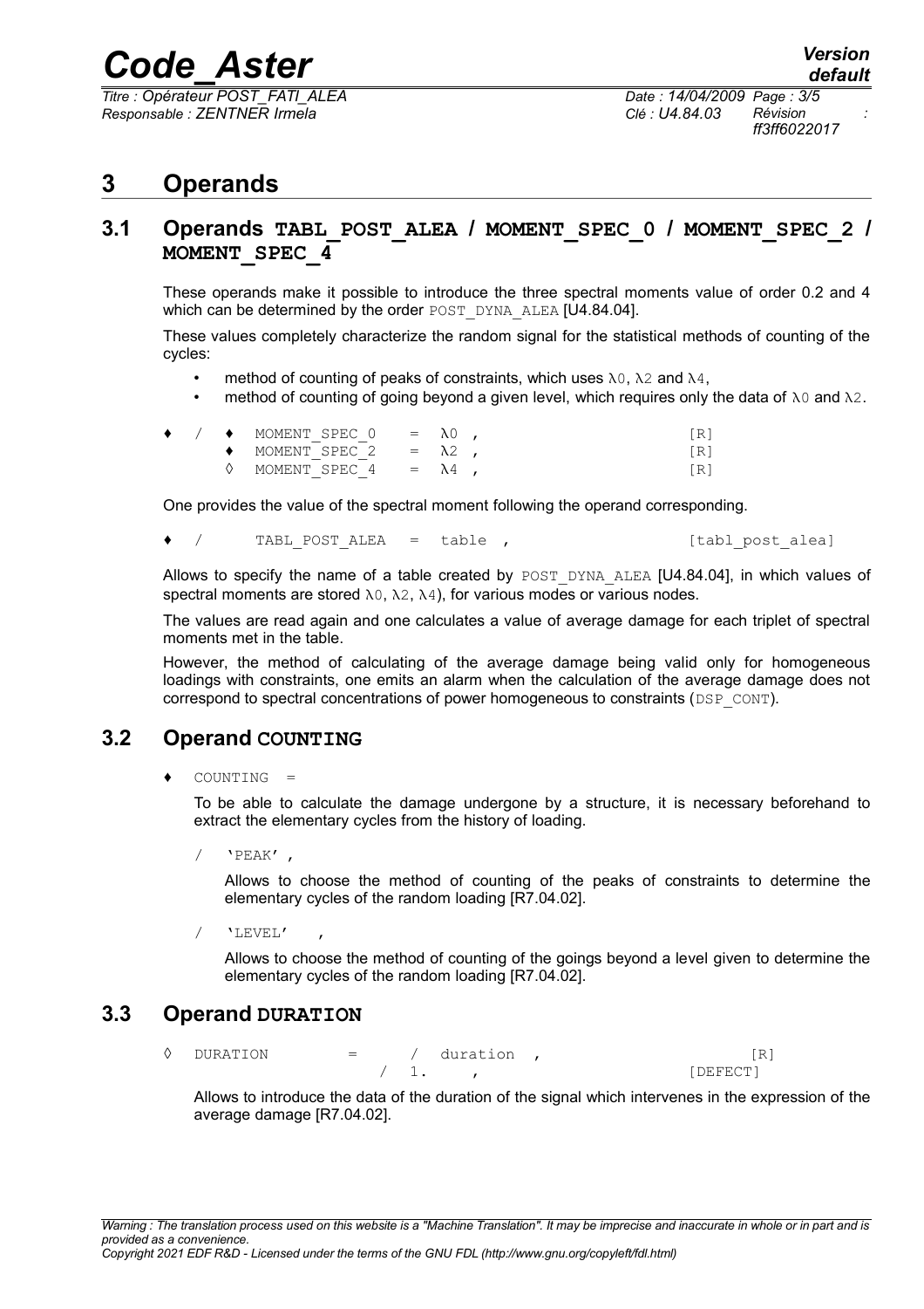# 3 Operands

## 3.1 Operands TABL_POST_ALEA / MOMENT_SPEC_0 / MOMENT_SPEC_2 / MOMENT_SPEC_4

These operands make it possible to introduce the three spectral moments value of order 0.2 and 4 which can be determined by the order POST_DYNA_ALEA [U4.84.04].

These values completely characterize the random signal for the statistical methods of counting of the cycles:

- method of counting of peaks of constraints, which uses $\lambda 0$, $\lambda 2$ and $\lambda 4$,
- method of counting of going beyond a given level, which requires only the data of $\lambda 0$ and $\lambda 2$.

```
♦  /  ♦  MOMENT_SPEC_0   =  λ0 ,                    [R]
      ♦  MOMENT_SPEC_2   =  λ2 ,                    [R]
      ◊  MOMENT_SPEC_4   =  λ4 ,                    [R]
```

One provides the value of the spectral moment following the operand corresponding.

```
♦  /     TABL_POST_ALEA  =  table ,              [tabl_post_alea]
```

Allows to specify the name of a table created by POST_DYNA_ALEA [U4.84.04], in which values of spectral moments are stored $\lambda 0$, $\lambda 2$, $\lambda 4$), for various modes or various nodes.

The values are read again and one calculates a value of average damage for each triplet of spectral moments met in the table.

However, the method of calculating of the average damage being valid only for homogeneous loadings with constraints, one emits an alarm when the calculation of the average damage does not correspond to spectral concentrations of power homogeneous to constraints (DSP_CONT).

## 3.2 Operand COUNTING

♦ COUNTING =

To be able to calculate the damage undergone by a structure, it is necessary beforehand to extract the elementary cycles from the history of loading.

/ 'PEAK' ,

Allows to choose the method of counting of the peaks of constraints to determine the elementary cycles of the random loading [R7.04.02].

/ 'LEVEL' ,

Allows to choose the method of counting of the goings beyond a level given to determine the elementary cycles of the random loading [R7.04.02].

## 3.3 Operand DURATION

```
◊  DURATION        =    /  duration ,                  [R]
                        /  1.    ,                [DEFECT]
```

Allows to introduce the data of the duration of the signal which intervenes in the expression of the average damage [R7.04.02].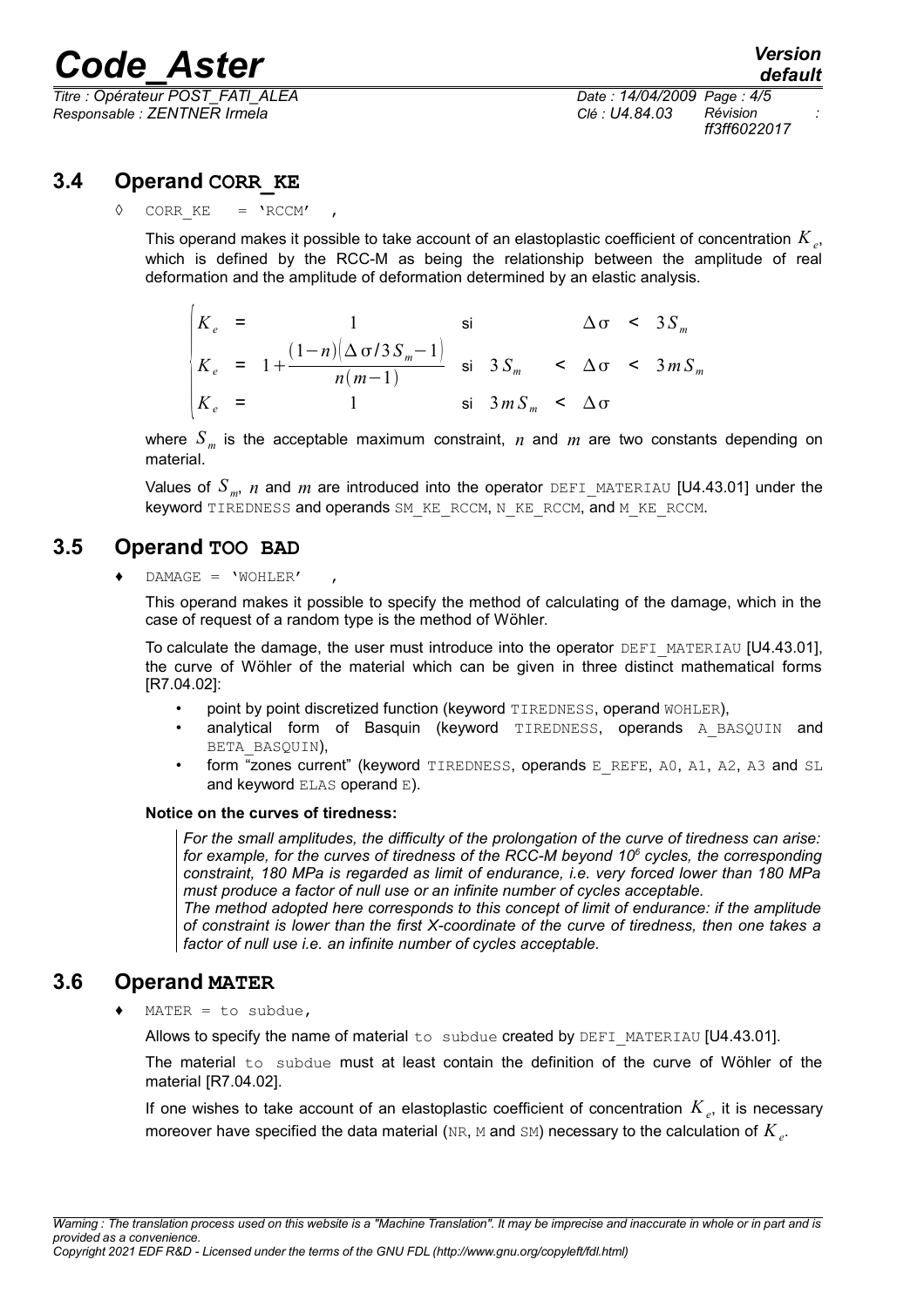## 3.4 Operand CORR_KE

◊ CORR_KE = 'RCCM' ,

This operand makes it possible to take account of an elastoplastic coefficient of concentration $K_e$, which is defined by the RCC-M as being the relationship between the amplitude of real deformation and the amplitude of deformation determined by an elastic analysis.

$$
\begin{cases}
K_e = 1 & \text{si} \quad \Delta\sigma < 3S_m \\
K_e = 1+\dfrac{(1-n)(\Delta\sigma/3S_m-1)}{n(m-1)} & \text{si} \quad 3S_m < \Delta\sigma < 3mS_m \\
K_e = 1 & \text{si} \quad 3mS_m < \Delta\sigma
\end{cases}
$$

where $S_m$ is the acceptable maximum constraint, $n$ and $m$ are two constants depending on material.

Values of $S_m$, $n$ and $m$ are introduced into the operator DEFI_MATERIAU [U4.43.01] under the keyword TIREDNESS and operands SM_KE_RCCM, N_KE_RCCM, and M_KE_RCCM.

## 3.5 Operand TOO BAD

♦ DAMAGE = 'WOHLER' ,

This operand makes it possible to specify the method of calculating of the damage, which in the case of request of a random type is the method of Wöhler.

To calculate the damage, the user must introduce into the operator DEFI_MATERIAU [U4.43.01], the curve of Wöhler of the material which can be given in three distinct mathematical forms [R7.04.02]:

- point by point discretized function (keyword TIREDNESS, operand WOHLER),
- analytical form of Basquin (keyword TIREDNESS, operands A_BASQUIN and BETA_BASQUIN),
- form "zones current" (keyword TIREDNESS, operands E_REFE, A0, A1, A2, A3 and SL and keyword ELAS operand E).

**Notice on the curves of tiredness:**

*For the small amplitudes, the difficulty of the prolongation of the curve of tiredness can arise: for example, for the curves of tiredness of the RCC-M beyond $10^6$ cycles, the corresponding constraint, 180 MPa is regarded as limit of endurance, i.e. very forced lower than 180 MPa must produce a factor of null use or an infinite number of cycles acceptable.*
*The method adopted here corresponds to this concept of limit of endurance: if the amplitude of constraint is lower than the first X-coordinate of the curve of tiredness, then one takes a factor of null use i.e. an infinite number of cycles acceptable.*

## 3.6 Operand MATER

♦ MATER = to subdue,

Allows to specify the name of material to subdue created by DEFI_MATERIAU [U4.43.01].

The material to subdue must at least contain the definition of the curve of Wöhler of the material [R7.04.02].

If one wishes to take account of an elastoplastic coefficient of concentration $K_e$, it is necessary moreover have specified the data material (NR, M and SM) necessary to the calculation of $K_e$.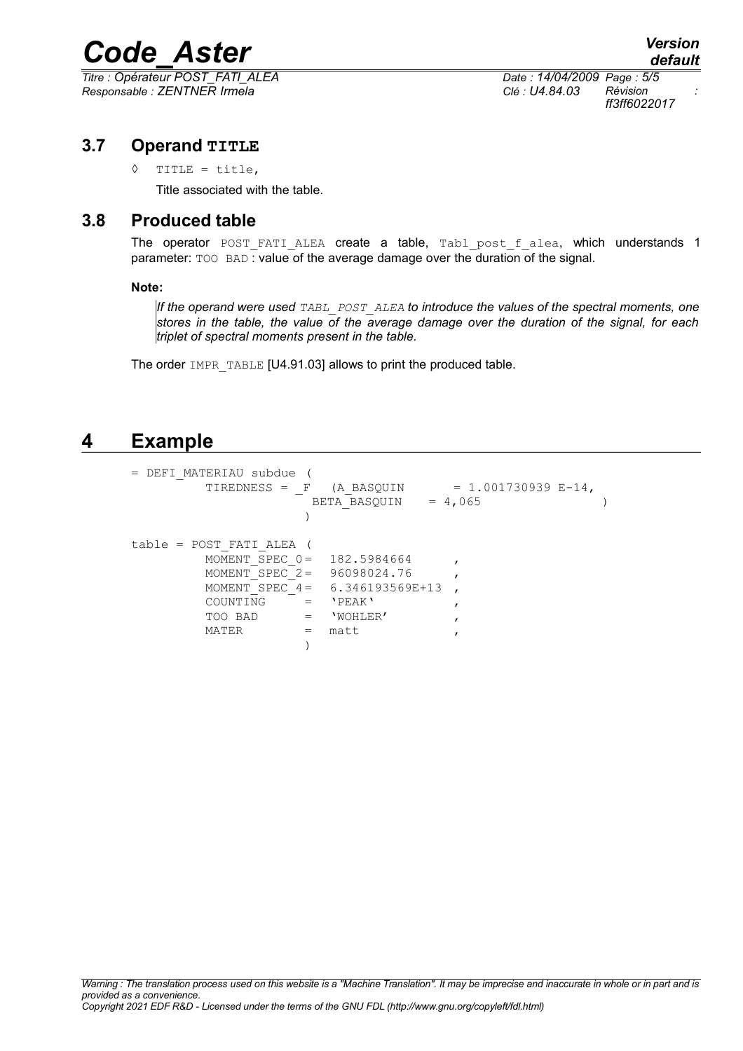### 3.7 Operand TITLE

◊ TITLE = title,

Title associated with the table.

### 3.8 Produced table

The operator POST_FATI_ALEA create a table, Tabl_post_f_alea, which understands 1 parameter: TOO BAD : value of the average damage over the duration of the signal.

**Note:**

*If the operand were used TABL_POST_ALEA to introduce the values of the spectral moments, one stores in the table, the value of the average damage over the duration of the signal, for each triplet of spectral moments present in the table.*

The order IMPR_TABLE [U4.91.03] allows to print the produced table.

## 4 Example

```
= DEFI_MATERIAU subdue (
         TIREDNESS = _F  (A_BASQUIN      = 1.001730939 E-14,
                     BETA_BASQUIN   = 4,065                )
                    )

table = POST_FATI_ALEA (
         MOMENT_SPEC_0=  182.5984664      ,
         MOMENT_SPEC_2=  96098024.76      ,
         MOMENT_SPEC_4=  6.346193569E+13  ,
         COUNTING     =  'PEAK'           ,
         TOO BAD      =  'WOHLER'         ,
         MATER        =  matt             ,
                    )
```